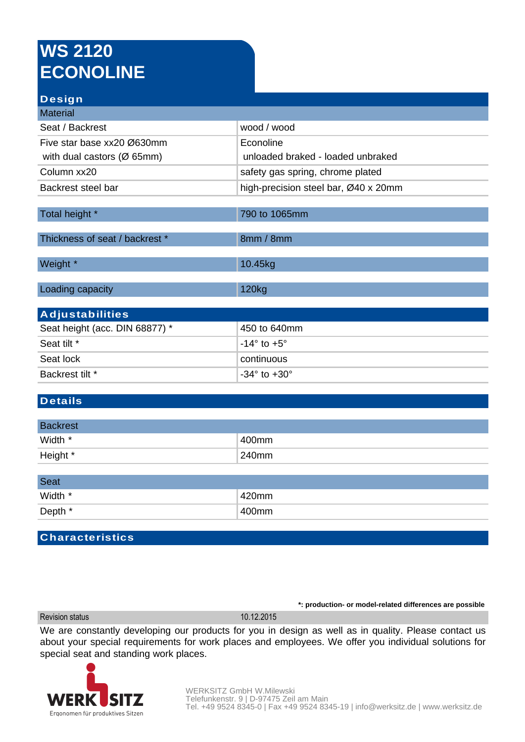# WS 2120 ECONOLINE

## Design

| Material | |
|---|---|
| Seat / Backrest | wood / wood |
| Five star base xx20 Ø630mm<br>with dual castors (Ø 65mm) | Econoline<br>unloaded braked - loaded unbraked |
| Column xx20 | safety gas spring, chrome plated |
| Backrest steel bar | high-precision steel bar, Ø40 x 20mm |

| Total height * | 790 to 1065mm |
|---|---|

| Thickness of seat / backrest * | 8mm / 8mm |
|---|---|

| Weight * | 10.45kg |
|---|---|

| Loading capacity | 120kg |
|---|---|

## Adjustabilities

| | |
|---|---|
| Seat height (acc. DIN 68877) * | 450 to 640mm |
| Seat tilt * | -14° to +5° |
| Seat lock | continuous |
| Backrest tilt * | -34° to +30° |

## Details

| Backrest | |
|---|---|
| Width * | 400mm |
| Height * | 240mm |

| Seat | |
|---|---|
| Width * | 420mm |
| Depth * | 400mm |

## Characteristics

**\*: production- or model-related differences are possible**

| Revision status | 10.12.2015 |
|---|---|

We are constantly developing our products for you in design as well as in quality. Please contact us about your special requirements for work places and employees. We offer you individual solutions for special seat and standing work places.

WERKSITZ
Ergonomen für produktives Sitzen

WERKSITZ GmbH W.Milewski
Telefunkenstr. 9 | D-97475 Zeil am Main
Tel. +49 9524 8345-0 | Fax +49 9524 8345-19 | info@werksitz.de | www.werksitz.de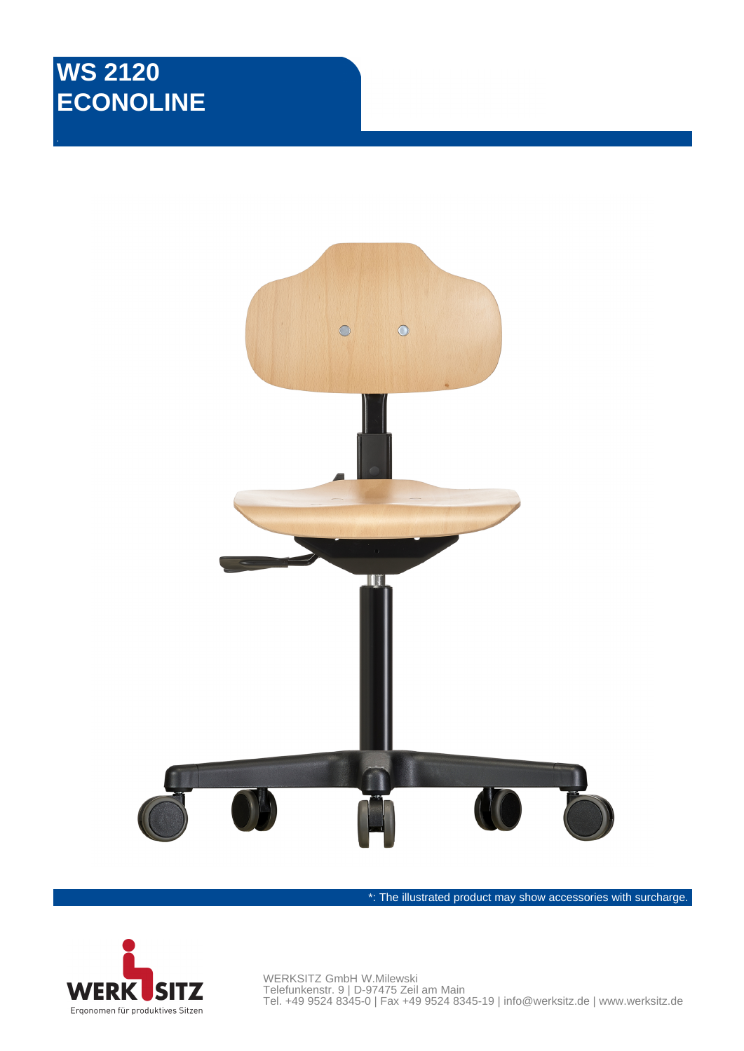# WS 2120
# ECONOLINE

*: The illustrated product may show accessories with surcharge.

WERKSITZ GmbH W.Milewski
Telefunkenstr. 9 | D-97475 Zeil am Main
Tel. +49 9524 8345-0 | Fax +49 9524 8345-19 | info@werksitz.de | www.werksitz.de